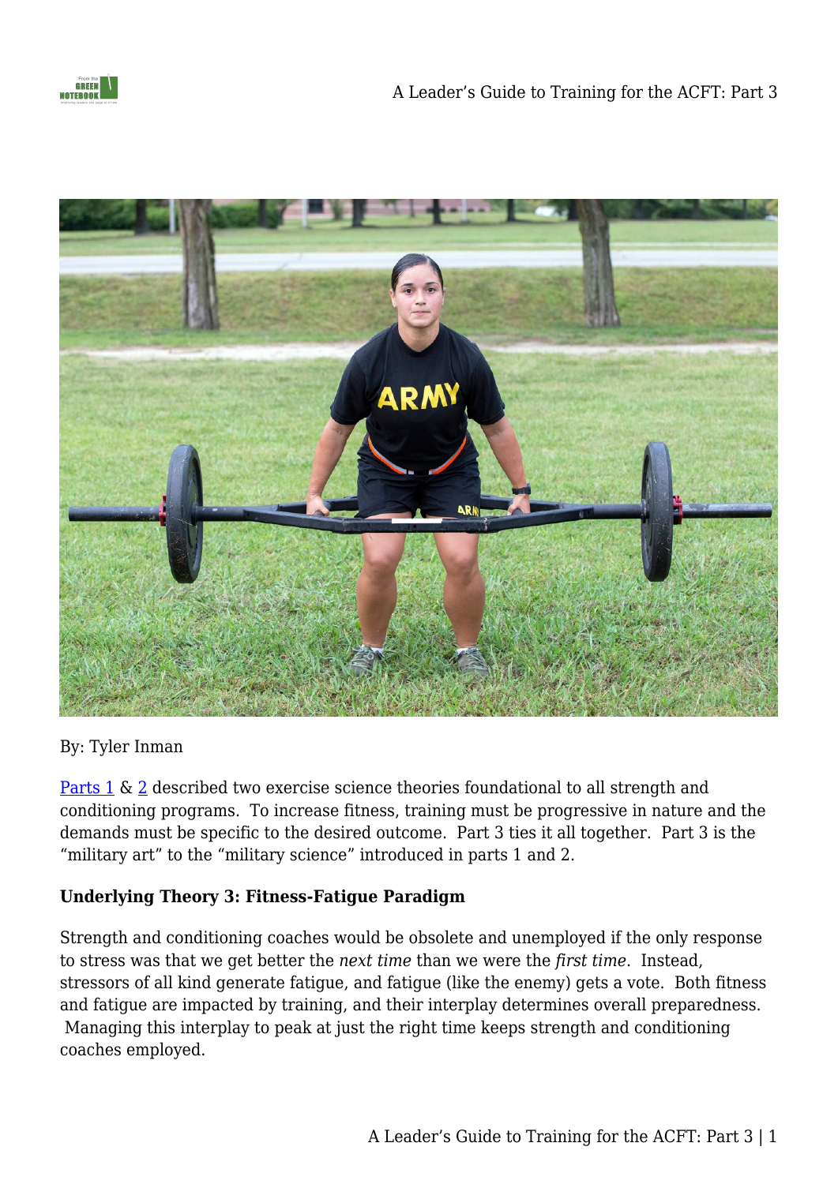By: Tyler Inman

Parts 1 & 2 described two exercise science theories foundational to all strength and conditioning programs. To increase fitness, training must be progressive in nature and the demands must be specific to the desired outcome. Part 3 ties it all together. Part 3 is the "military art" to the "military science" introduced in parts 1 and 2.

**Underlying Theory 3: Fitness-Fatigue Paradigm**

Strength and conditioning coaches would be obsolete and unemployed if the only response to stress was that we get better the *next time* than we were the *first time*. Instead, stressors of all kind generate fatigue, and fatigue (like the enemy) gets a vote. Both fitness and fatigue are impacted by training, and their interplay determines overall preparedness. Managing this interplay to peak at just the right time keeps strength and conditioning coaches employed.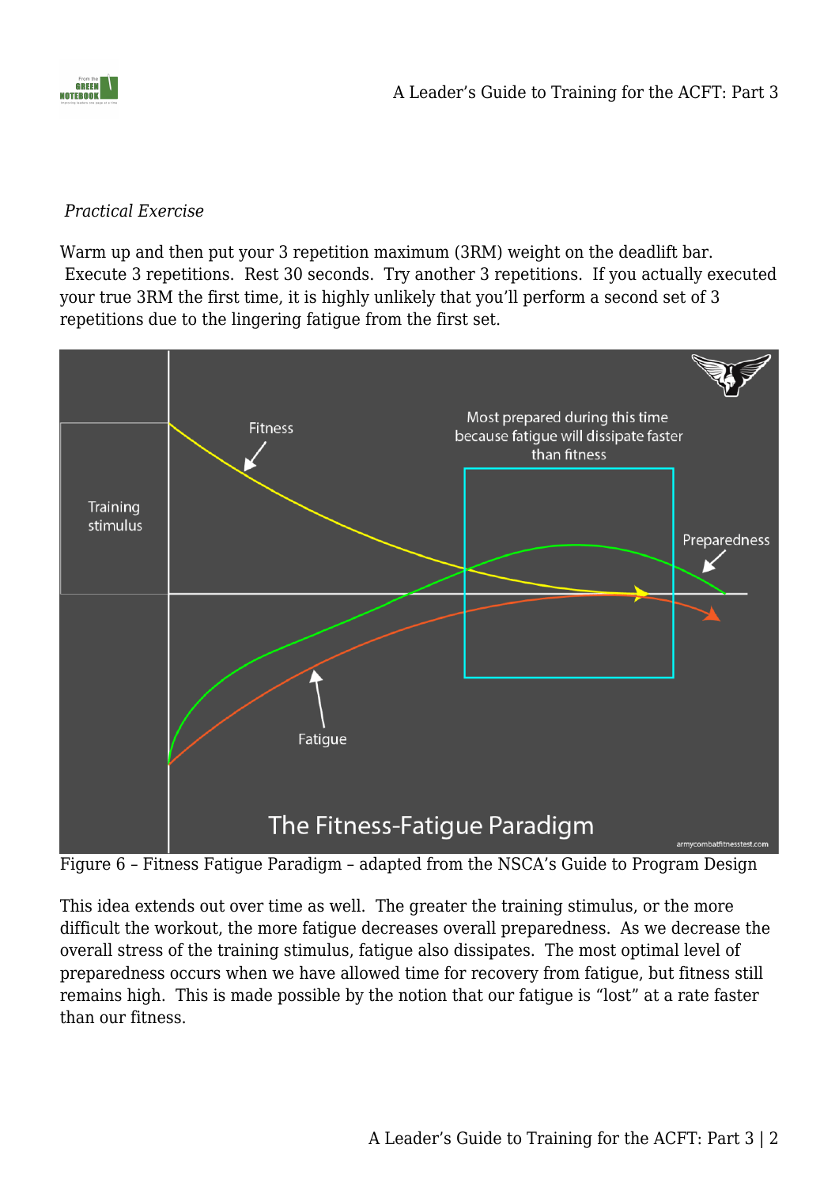*Practical Exercise*

Warm up and then put your 3 repetition maximum (3RM) weight on the deadlift bar. Execute 3 repetitions. Rest 30 seconds. Try another 3 repetitions. If you actually executed your true 3RM the first time, it is highly unlikely that you'll perform a second set of 3 repetitions due to the lingering fatigue from the first set.

Figure 6 – Fitness Fatigue Paradigm – adapted from the NSCA's Guide to Program Design

This idea extends out over time as well. The greater the training stimulus, or the more difficult the workout, the more fatigue decreases overall preparedness. As we decrease the overall stress of the training stimulus, fatigue also dissipates. The most optimal level of preparedness occurs when we have allowed time for recovery from fatigue, but fitness still remains high. This is made possible by the notion that our fatigue is "lost" at a rate faster than our fitness.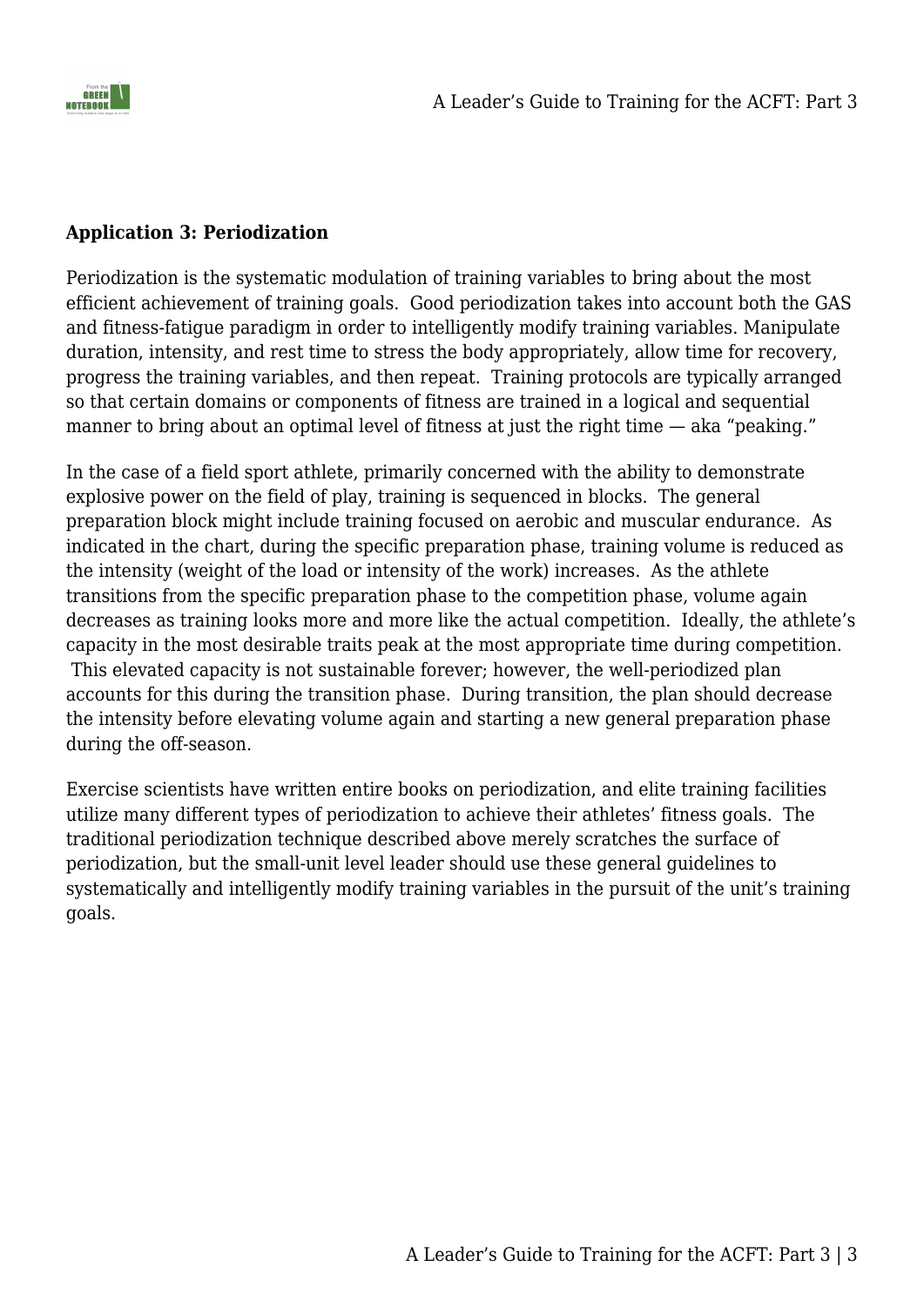**Application 3: Periodization**

Periodization is the systematic modulation of training variables to bring about the most efficient achievement of training goals. Good periodization takes into account both the GAS and fitness-fatigue paradigm in order to intelligently modify training variables. Manipulate duration, intensity, and rest time to stress the body appropriately, allow time for recovery, progress the training variables, and then repeat. Training protocols are typically arranged so that certain domains or components of fitness are trained in a logical and sequential manner to bring about an optimal level of fitness at just the right time — aka "peaking."

In the case of a field sport athlete, primarily concerned with the ability to demonstrate explosive power on the field of play, training is sequenced in blocks. The general preparation block might include training focused on aerobic and muscular endurance. As indicated in the chart, during the specific preparation phase, training volume is reduced as the intensity (weight of the load or intensity of the work) increases. As the athlete transitions from the specific preparation phase to the competition phase, volume again decreases as training looks more and more like the actual competition. Ideally, the athlete's capacity in the most desirable traits peak at the most appropriate time during competition. This elevated capacity is not sustainable forever; however, the well-periodized plan accounts for this during the transition phase. During transition, the plan should decrease the intensity before elevating volume again and starting a new general preparation phase during the off-season.

Exercise scientists have written entire books on periodization, and elite training facilities utilize many different types of periodization to achieve their athletes' fitness goals. The traditional periodization technique described above merely scratches the surface of periodization, but the small-unit level leader should use these general guidelines to systematically and intelligently modify training variables in the pursuit of the unit's training goals.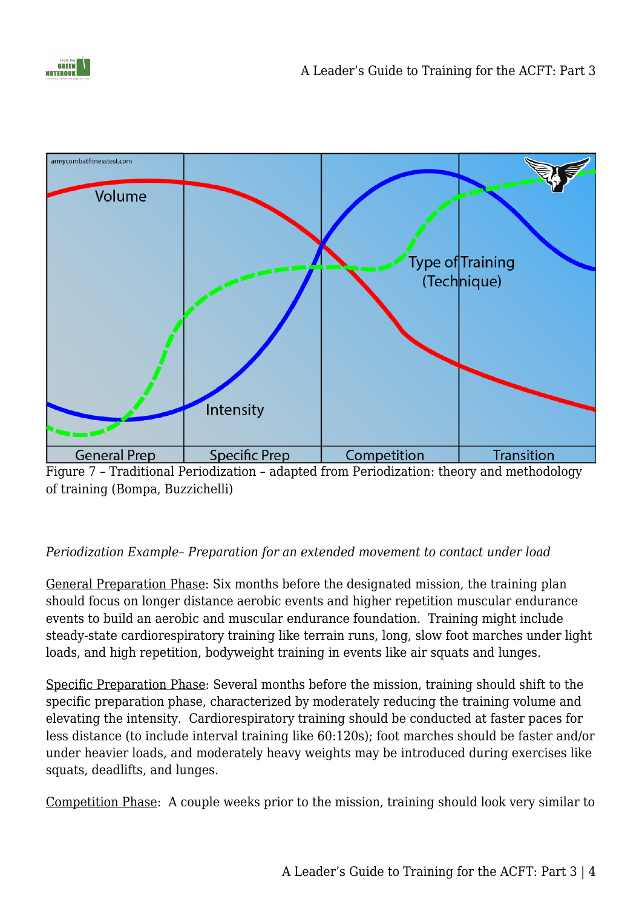Figure 7 – Traditional Periodization – adapted from Periodization: theory and methodology of training (Bompa, Buzzichelli)

*Periodization Example– Preparation for an extended movement to contact under load*

General Preparation Phase: Six months before the designated mission, the training plan should focus on longer distance aerobic events and higher repetition muscular endurance events to build an aerobic and muscular endurance foundation.  Training might include steady-state cardiorespiratory training like terrain runs, long, slow foot marches under light loads, and high repetition, bodyweight training in events like air squats and lunges.

Specific Preparation Phase: Several months before the mission, training should shift to the specific preparation phase, characterized by moderately reducing the training volume and elevating the intensity.  Cardiorespiratory training should be conducted at faster paces for less distance (to include interval training like 60:120s); foot marches should be faster and/or under heavier loads, and moderately heavy weights may be introduced during exercises like squats, deadlifts, and lunges.

Competition Phase:  A couple weeks prior to the mission, training should look very similar to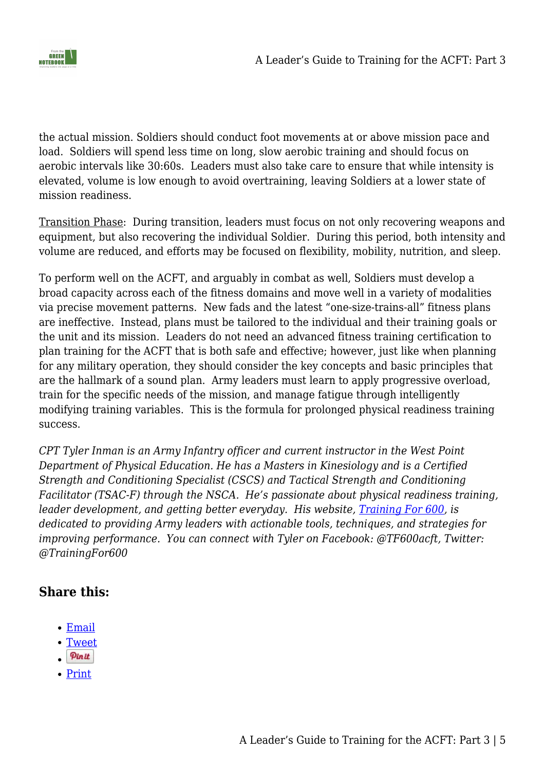the actual mission. Soldiers should conduct foot movements at or above mission pace and load.  Soldiers will spend less time on long, slow aerobic training and should focus on aerobic intervals like 30:60s.  Leaders must also take care to ensure that while intensity is elevated, volume is low enough to avoid overtraining, leaving Soldiers at a lower state of mission readiness.

Transition Phase:  During transition, leaders must focus on not only recovering weapons and equipment, but also recovering the individual Soldier.  During this period, both intensity and volume are reduced, and efforts may be focused on flexibility, mobility, nutrition, and sleep.

To perform well on the ACFT, and arguably in combat as well, Soldiers must develop a broad capacity across each of the fitness domains and move well in a variety of modalities via precise movement patterns.  New fads and the latest "one-size-trains-all" fitness plans are ineffective.  Instead, plans must be tailored to the individual and their training goals or the unit and its mission.  Leaders do not need an advanced fitness training certification to plan training for the ACFT that is both safe and effective; however, just like when planning for any military operation, they should consider the key concepts and basic principles that are the hallmark of a sound plan.  Army leaders must learn to apply progressive overload, train for the specific needs of the mission, and manage fatigue through intelligently modifying training variables.  This is the formula for prolonged physical readiness training success.

*CPT Tyler Inman is an Army Infantry officer and current instructor in the West Point Department of Physical Education. He has a Masters in Kinesiology and is a Certified Strength and Conditioning Specialist (CSCS) and Tactical Strength and Conditioning Facilitator (TSAC-F) through the NSCA.  He's passionate about physical readiness training, leader development, and getting better everyday.  His website, Training For 600, is dedicated to providing Army leaders with actionable tools, techniques, and strategies for improving performance.  You can connect with Tyler on Facebook: @TF600acft, Twitter: @TrainingFor600*

## Share this:

- Email
- Tweet
- Pin it
- Print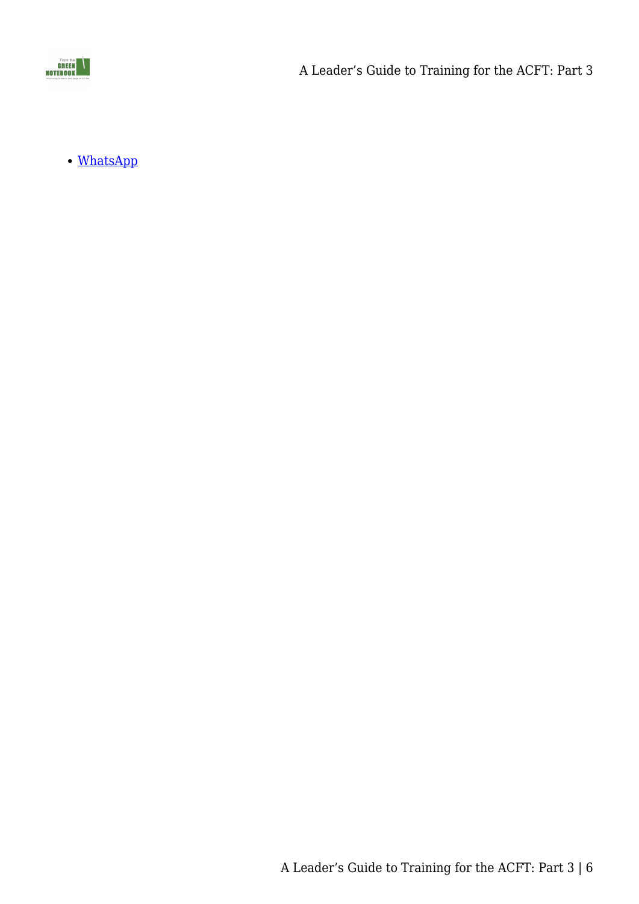- WhatsApp